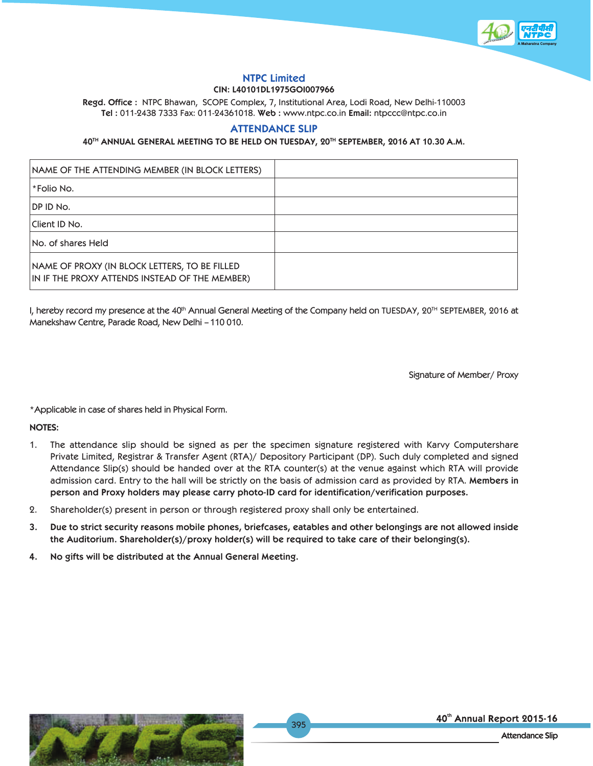# NTPC Limited

**CIN: L40101DL1975GOI007966**

**Regd. Office :** NTPC Bhawan, SCOPE Complex, 7, Institutional Area, Lodi Road, New Delhi-110003
**Tel :** 011-2438 7333 Fax: 011-24361018. **Web :** www.ntpc.co.in **Email:** ntpccc@ntpc.co.in

## ATTENDANCE SLIP

**40TH ANNUAL GENERAL MEETING TO BE HELD ON TUESDAY, 20TH SEPTEMBER, 2016 AT 10.30 A.M.**

| | |
|---|---|
| NAME OF THE ATTENDING MEMBER (IN BLOCK LETTERS) | |
| *Folio No. | |
| DP ID No. | |
| Client ID No. | |
| No. of shares Held | |
| NAME OF PROXY (IN BLOCK LETTERS, TO BE FILLED IN IF THE PROXY ATTENDS INSTEAD OF THE MEMBER) | |

I, hereby record my presence at the 40th Annual General Meeting of the Company held on TUESDAY, 20TH SEPTEMBER, 2016 at Manekshaw Centre, Parade Road, New Delhi – 110 010.

Signature of Member/ Proxy

*Applicable in case of shares held in Physical Form.

**NOTES:**

1. The attendance slip should be signed as per the specimen signature registered with Karvy Computershare Private Limited, Registrar & Transfer Agent (RTA)/ Depository Participant (DP). Such duly completed and signed Attendance Slip(s) should be handed over at the RTA counter(s) at the venue against which RTA will provide admission card. Entry to the hall will be strictly on the basis of admission card as provided by RTA. **Members in person and Proxy holders may please carry photo-ID card for identification/verification purposes.**
2. Shareholder(s) present in person or through registered proxy shall only be entertained.
3. **Due to strict security reasons mobile phones, briefcases, eatables and other belongings are not allowed inside the Auditorium. Shareholder(s)/proxy holder(s) will be required to take care of their belonging(s).**
4. **No gifts will be distributed at the Annual General Meeting.**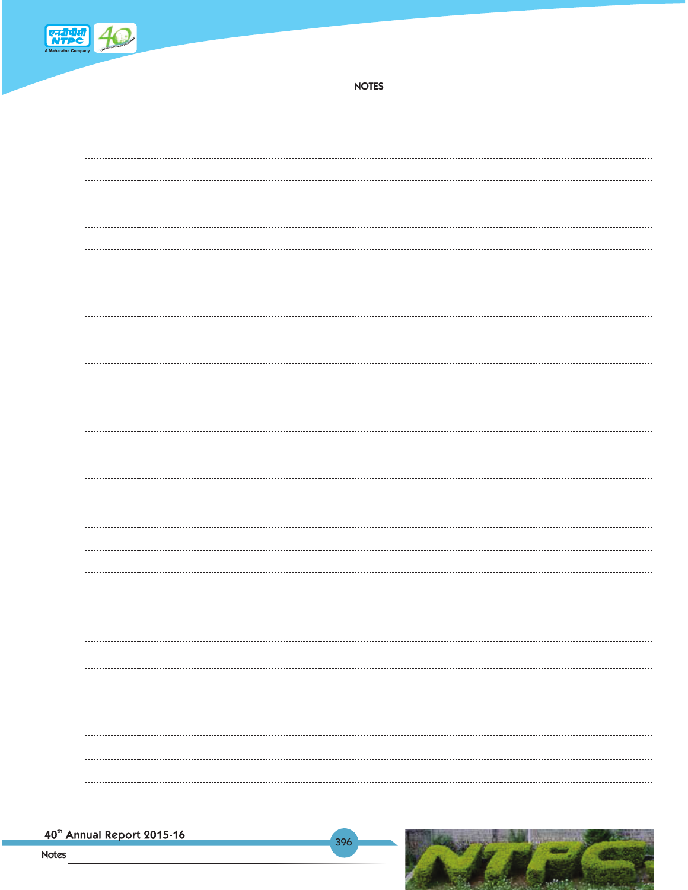# NOTES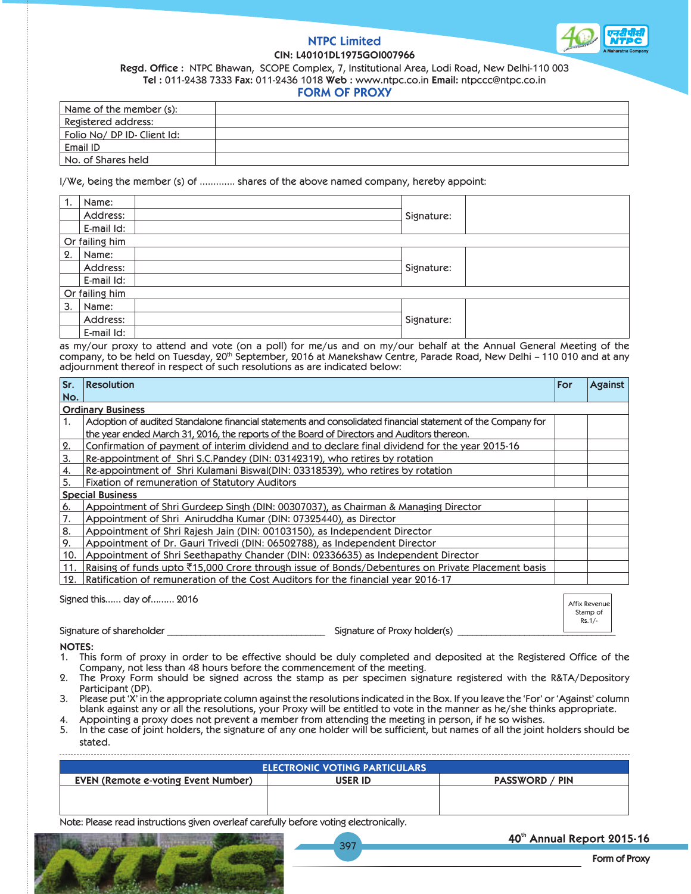# NTPC Limited

**CIN: L40101DL1975GOI007966**

**Regd. Office :** NTPC Bhawan, SCOPE Complex, 7, Institutional Area, Lodi Road, New Delhi-110 003
**Tel :** 011-2438 7333 **Fax:** 011-2436 1018 **Web :** www.ntpc.co.in **Email:** ntpccc@ntpc.co.in

## FORM OF PROXY

| | |
|---|---|
| Name of the member (s): | |
| Registered address: | |
| Folio No/ DP ID- Client Id: | |
| Email ID | |
| No. of Shares held | |

I/We, being the member (s) of ............ shares of the above named company, hereby appoint:

| | | | | |
|---|---|---|---|---|
| 1. | Name: | | Signature: | |
| | Address: | | | |
| | E-mail Id: | | | |
| Or failing him | | | | |
| 2. | Name: | | Signature: | |
| | Address: | | | |
| | E-mail Id: | | | |
| Or failing him | | | | |
| 3. | Name: | | Signature: | |
| | Address: | | | |
| | E-mail Id: | | | |

as my/our proxy to attend and vote (on a poll) for me/us and on my/our behalf at the Annual General Meeting of the company, to be held on Tuesday, 20th September, 2016 at Manekshaw Centre, Parade Road, New Delhi – 110 010 and at any adjournment thereof in respect of such resolutions as are indicated below:

| Sr. No. | Resolution | For | Against |
|---|---|---|---|
| **Ordinary Business** | | | |
| 1. | Adoption of audited Standalone financial statements and consolidated financial statement of the Company for the year ended March 31, 2016, the reports of the Board of Directors and Auditors thereon. | | |
| 2. | Confirmation of payment of interim dividend and to declare final dividend for the year 2015-16 | | |
| 3. | Re-appointment of Shri S.C.Pandey (DIN: 03142319), who retires by rotation | | |
| 4. | Re-appointment of Shri Kulamani Biswal(DIN: 03318539), who retires by rotation | | |
| 5. | Fixation of remuneration of Statutory Auditors | | |
| **Special Business** | | | |
| 6. | Appointment of Shri Gurdeep Singh (DIN: 00307037), as Chairman & Managing Director | | |
| 7. | Appointment of Shri Aniruddha Kumar (DIN: 07325440), as Director | | |
| 8. | Appointment of Shri Rajesh Jain (DIN: 00103150), as Independent Director | | |
| 9. | Appointment of Dr. Gauri Trivedi (DIN: 06502788), as Independent Director | | |
| 10. | Appointment of Shri Seethapathy Chander (DIN: 02336635) as Independent Director | | |
| 11. | Raising of funds upto ₹15,000 Crore through issue of Bonds/Debentures on Private Placement basis | | |
| 12. | Ratification of remuneration of the Cost Auditors for the financial year 2016-17 | | |

Signed this...... day of......... 2016

Affix Revenue Stamp of Rs.1/-

Signature of shareholder ______________________________ Signature of Proxy holder(s) ______________________________

**NOTES:**

1. This form of proxy in order to be effective should be duly completed and deposited at the Registered Office of the Company, not less than 48 hours before the commencement of the meeting.
2. The Proxy Form should be signed across the stamp as per specimen signature registered with the R&TA/Depository Participant (DP).
3. Please put 'X' in the appropriate column against the resolutions indicated in the Box. If you leave the 'For' or 'Against' column blank against any or all the resolutions, your Proxy will be entitled to vote in the manner as he/she thinks appropriate.
4. Appointing a proxy does not prevent a member from attending the meeting in person, if he so wishes.
5. In the case of joint holders, the signature of any one holder will be sufficient, but names of all the joint holders should be stated.

**ELECTRONIC VOTING PARTICULARS**

| EVEN (Remote e-voting Event Number) | USER ID | PASSWORD / PIN |
|---|---|---|
| | | |

Note: Please read instructions given overleaf carefully before voting electronically.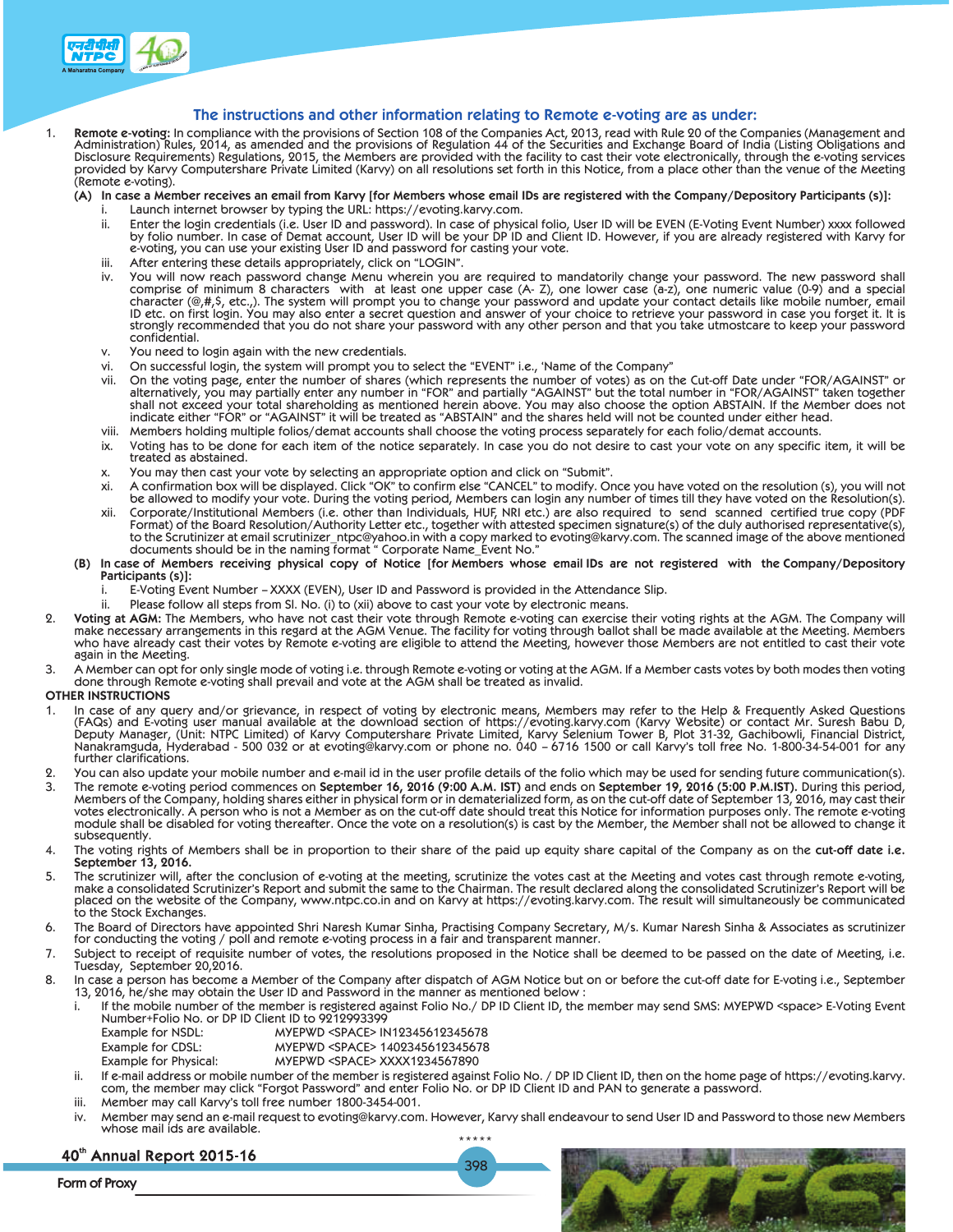## The instructions and other information relating to Remote e-voting are as under:

1. **Remote e-voting:** In compliance with the provisions of Section 108 of the Companies Act, 2013, read with Rule 20 of the Companies (Management and Administration) Rules, 2014, as amended and the provisions of Regulation 44 of the Securities and Exchange Board of India (Listing Obligations and Disclosure Requirements) Regulations, 2015, the Members are provided with the facility to cast their vote electronically, through the e-voting services provided by Karvy Computershare Private Limited (Karvy) on all resolutions set forth in this Notice, from a place other than the venue of the Meeting (Remote e-voting).

   **(A) In case a Member receives an email from Karvy [for Members whose email IDs are registered with the Company/Depository Participants (s)]:**

   i. Launch internet browser by typing the URL: https://evoting.karvy.com.

   ii. Enter the login credentials (i.e. User ID and password). In case of physical folio, User ID will be EVEN (E-Voting Event Number) xxxx followed by folio number. In case of Demat account, User ID will be your DP ID and Client ID. However, if you are already registered with Karvy for e-voting, you can use your existing User ID and password for casting your vote.

   iii. After entering these details appropriately, click on "LOGIN".

   iv. You will now reach password change Menu wherein you are required to mandatorily change your password. The new password shall comprise of minimum 8 characters with at least one upper case (A- Z), one lower case (a-z), one numeric value (0-9) and a special character (@,#,$, etc.,). The system will prompt you to change your password and update your contact details like mobile number, email ID etc. on first login. You may also enter a secret question and answer of your choice to retrieve your password in case you forget it. It is strongly recommended that you do not share your password with any other person and that you take utmostcare to keep your password confidential.

   v. You need to login again with the new credentials.

   vi. On successful login, the system will prompt you to select the "EVENT" i.e., 'Name of the Company"

   vii. On the voting page, enter the number of shares (which represents the number of votes) as on the Cut-off Date under "FOR/AGAINST" or alternatively, you may partially enter any number in "FOR" and partially "AGAINST" but the total number in "FOR/AGAINST" taken together shall not exceed your total shareholding as mentioned herein above. You may also choose the option ABSTAIN. If the Member does not indicate either "FOR" or "AGAINST" it will be treated as "ABSTAIN" and the shares held will not be counted under either head.

   viii. Members holding multiple folios/demat accounts shall choose the voting process separately for each folio/demat accounts.

   ix. Voting has to be done for each item of the notice separately. In case you do not desire to cast your vote on any specific item, it will be treated as abstained.

   x. You may then cast your vote by selecting an appropriate option and click on "Submit".

   xi. A confirmation box will be displayed. Click "OK" to confirm else "CANCEL" to modify. Once you have voted on the resolution (s), you will not be allowed to modify your vote. During the voting period, Members can login any number of times till they have voted on the Resolution(s).

   xii. Corporate/Institutional Members (i.e. other than Individuals, HUF, NRI etc.) are also required to send scanned certified true copy (PDF Format) of the Board Resolution/Authority Letter etc., together with attested specimen signature(s) of the duly authorised representative(s), to the Scrutinizer at email scrutinizer_ntpc@yahoo.in with a copy marked to evoting@karvy.com. The scanned image of the above mentioned documents should be in the naming format " Corporate Name_Event No."

   **(B) In case of Members receiving physical copy of Notice [for Members whose email IDs are not registered with the Company/Depository Participants (s)]:**

   i. E-Voting Event Number – XXXX (EVEN), User ID and Password is provided in the Attendance Slip.

   ii. Please follow all steps from Sl. No. (i) to (xii) above to cast your vote by electronic means.

2. **Voting at AGM:** The Members, who have not cast their vote through Remote e-voting can exercise their voting rights at the AGM. The Company will make necessary arrangements in this regard at the AGM Venue. The facility for voting through ballot shall be made available at the Meeting. Members who have already cast their votes by Remote e-voting are eligible to attend the Meeting, however those Members are not entitled to cast their vote again in the Meeting.

3. A Member can opt for only single mode of voting i.e. through Remote e-voting or voting at the AGM. If a Member casts votes by both modes then voting done through Remote e-voting shall prevail and vote at the AGM shall be treated as invalid.

**OTHER INSTRUCTIONS**

1. In case of any query and/or grievance, in respect of voting by electronic means, Members may refer to the Help & Frequently Asked Questions (FAQs) and E-voting user manual available at the download section of https://evoting.karvy.com (Karvy Website) or contact Mr. Suresh Babu D, Deputy Manager, (Unit: NTPC Limited) of Karvy Computershare Private Limited, Karvy Selenium Tower B, Plot 31-32, Gachibowli, Financial District, Nanakramguda, Hyderabad - 500 032 or at evoting@karvy.com or phone no. 040 – 6716 1500 or call Karvy's toll free No. 1-800-34-54-001 for any further clarifications.

2. You can also update your mobile number and e-mail id in the user profile details of the folio which may be used for sending future communication(s).

3. The remote e-voting period commences on **September 16, 2016 (9:00 A.M. IST)** and ends on **September 19, 2016 (5:00 P.M.IST).** During this period, Members of the Company, holding shares either in physical form or in dematerialized form, as on the cut-off date of September 13, 2016, may cast their votes electronically. A person who is not a Member as on the cut-off date should treat this Notice for information purposes only. The remote e-voting module shall be disabled for voting thereafter. Once the vote on a resolution(s) is cast by the Member, the Member shall not be allowed to change it subsequently.

4. The voting rights of Members shall be in proportion to their share of the paid up equity share capital of the Company as on the **cut-off date i.e. September 13, 2016.**

5. The scrutinizer will, after the conclusion of e-voting at the meeting, scrutinize the votes cast at the Meeting and votes cast through remote e-voting, make a consolidated Scrutinizer's Report and submit the same to the Chairman. The result declared along the consolidated Scrutinizer's Report will be placed on the website of the Company www.ntpc.co.in and on Karvy at https://evoting.karvy.com. The result will simultaneously be communicated to the Stock Exchanges.

6. The Board of Directors have appointed Shri Naresh Kumar Sinha, Practising Company Secretary, M/s. Kumar Naresh Sinha & Associates as scrutinizer for conducting the voting / poll and remote e-voting process in a fair and transparent manner.

7. Subject to receipt of requisite number of votes, the resolutions proposed in the Notice shall be deemed to be passed on the date of Meeting, i.e. Tuesday, September 20,2016.

8. In case a person has become a Member of the Company after dispatch of AGM Notice but on or before the cut-off date for E-voting i.e., September 13, 2016, he/she may obtain the User ID and Password in the manner as mentioned below :

   i. If the mobile number of the member is registered against Folio No./ DP ID Client ID, the member may send SMS: MYEPWD <space> E-Voting Event Number+Folio No. or DP ID Client ID to 9212993399

   | | |
   |---|---|
   | Example for NSDL: | MYEPWD <SPACE> IN12345612345678 |
   | Example for CDSL: | MYEPWD <SPACE> 1402345612345678 |
   | Example for Physical: | MYEPWD <SPACE> XXXX1234567890 |

   ii. If e-mail address or mobile number of the member is registered against Folio No. / DP ID Client ID, then on the home page of https://evoting.karvy.com, the member may click "Forgot Password" and enter Folio No. or DP ID Client ID and PAN to generate a password.

   iii. Member may call Karvy's toll free number 1800-3454-001.

   iv. Member may send an e-mail request to evoting@karvy.com. However, Karvy shall endeavour to send User ID and Password to those new Members whose mail ids are available.

\*\*\*\*\*

Form of Proxy